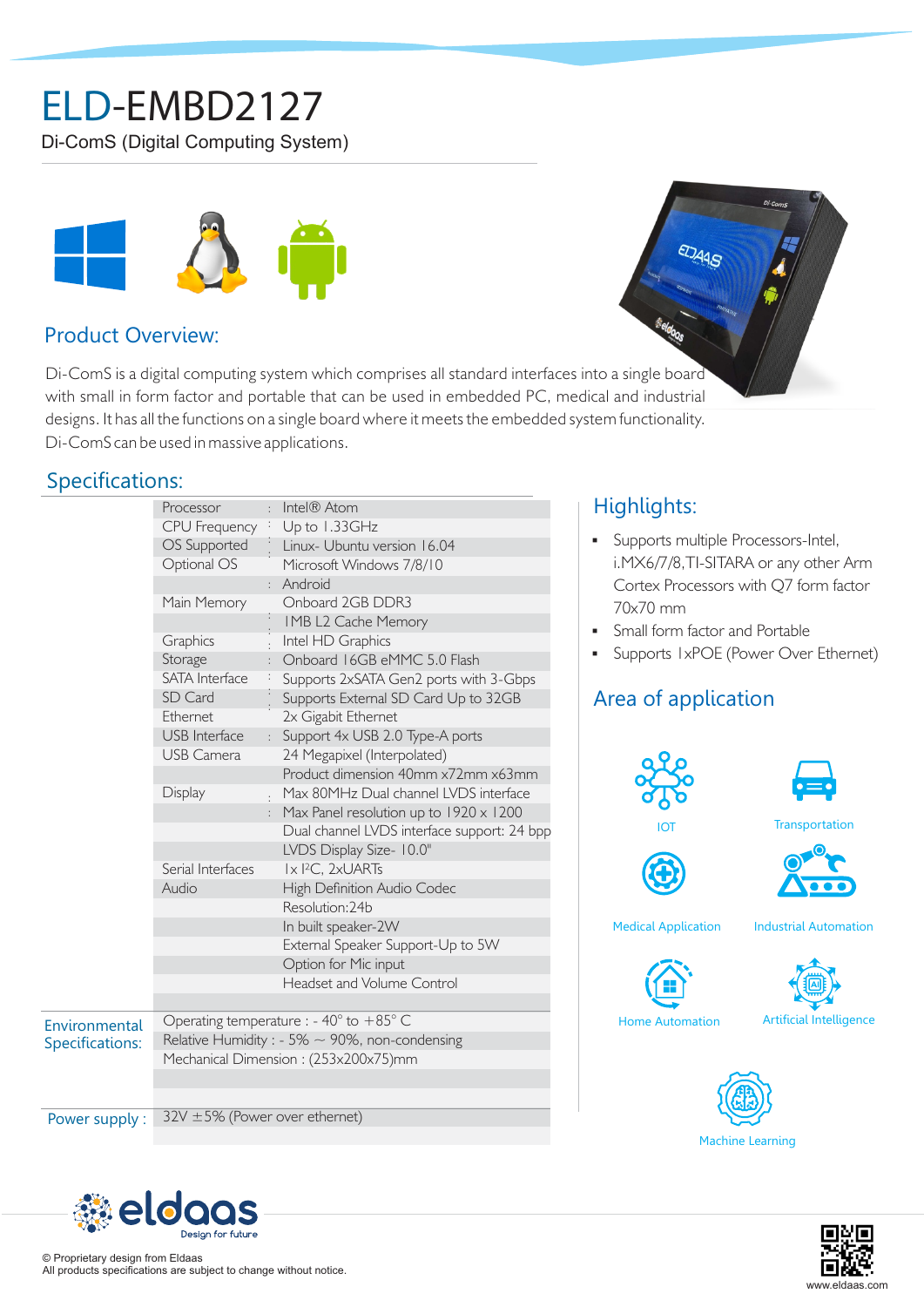# ELD-EMBD2127

Di-ComS (Digital Computing System)

## Product Overview:

Di-ComS is a digital computing system which comprises all standard interfaces into a single board with small in form factor and portable that can be used in embedded PC, medical and industrial designs. It has all the functions on a single board where it meets the embedded system functionality. Di-ComS can be used in massive applications.

## Specifications:

| | |
|---|---|
| Processor | Intel® Atom |
| CPU Frequency | Up to 1.33GHz |
| OS Supported | Linux- Ubuntu version 16.04 |
| Optional OS | Microsoft Windows 7/8/10 |
| | Android |
| Main Memory | Onboard 2GB DDR3 |
| | 1MB L2 Cache Memory |
| Graphics | Intel HD Graphics |
| Storage | Onboard 16GB eMMC 5.0 Flash |
| SATA Interface | Supports 2xSATA Gen2 ports with 3-Gbps |
| SD Card | Supports External SD Card Up to 32GB |
| Ethernet | 2x Gigabit Ethernet |
| USB Interface | Support 4x USB 2.0 Type-A ports |
| USB Camera | 24 Megapixel (Interpolated) |
| | Product dimension 40mm x72mm x63mm |
| Display | Max 80MHz Dual channel LVDS interface |
| | Max Panel resolution up to 1920 x 1200 |
| | Dual channel LVDS interface support: 24 bpp |
| | LVDS Display Size- 10.0" |
| Serial Interfaces | 1x I²C, 2xUARTs |
| Audio | High Definition Audio Codec |
| | Resolution:24b |
| | In built speaker-2W |
| | External Speaker Support-Up to 5W |
| | Option for Mic input |
| | Headset and Volume Control |

**Environmental Specifications:**

- Operating temperature : - 40° to +85° C
- Relative Humidity : - 5% ~ 90%, non-condensing
- Mechanical Dimension : (253x200x75)mm

**Power supply :** 32V ±5% (Power over ethernet)

## Highlights:

- Supports multiple Processors-Intel, i.MX6/7/8,TI-SITARA or any other Arm Cortex Processors with Q7 form factor 70x70 mm
- Small form factor and Portable
- Supports 1xPOE (Power Over Ethernet)

## Area of application

- IOT
- Transportation
- Medical Application
- Industrial Automation
- Home Automation
- Artificial Intelligence
- Machine Learning

eldaas — Design for future

© Proprietary design from Eldaas
All products specifications are subject to change without notice.

www.eldaas.com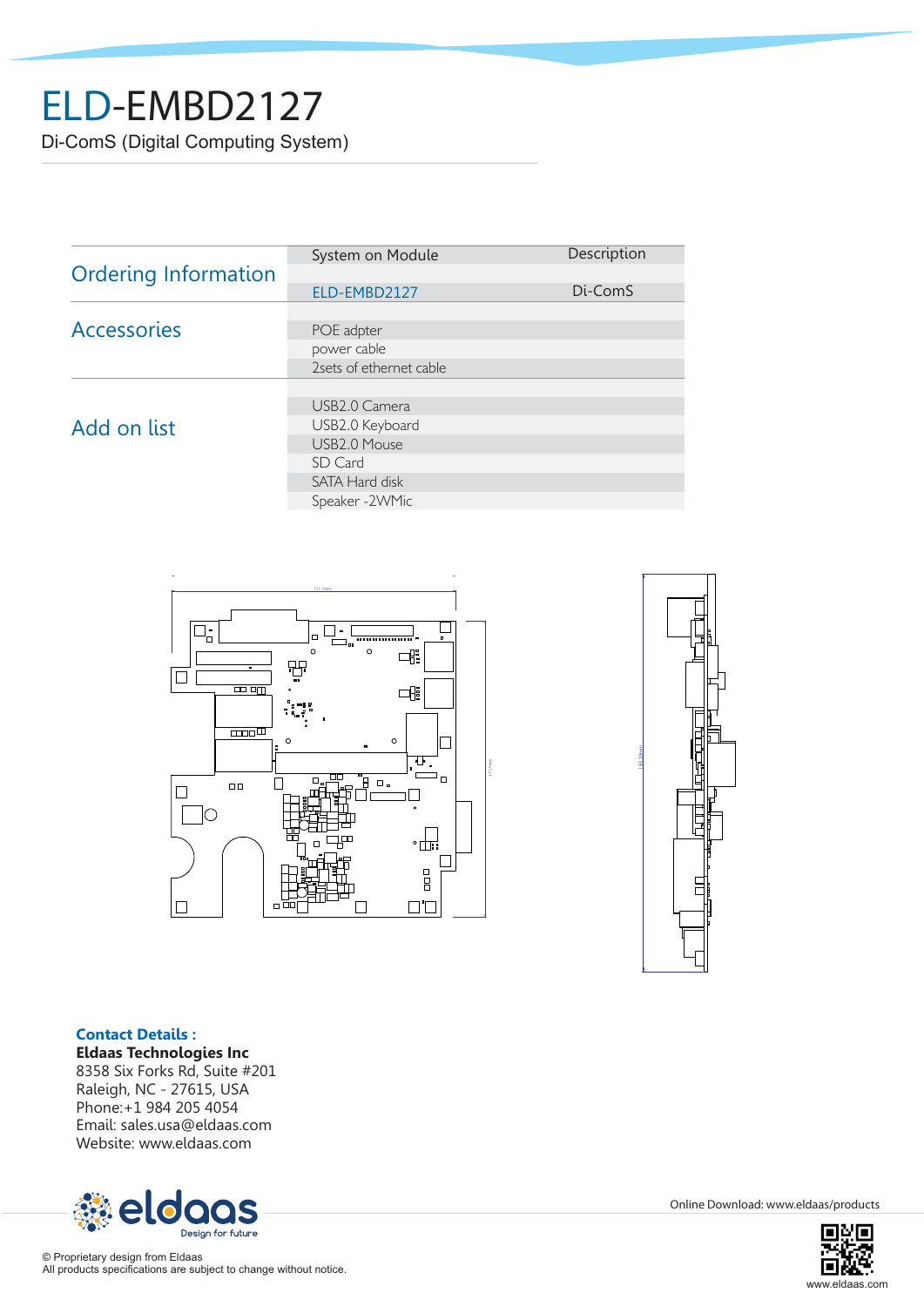# ELD-EMBD2127

Di-ComS (Digital Computing System)

| | System on Module | Description |
| --- | --- | --- |
| Ordering Information | ELD-EMBD2127 | Di-ComS |
| Accessories | POE adpter | |
| | power cable | |
| | 2sets of ethernet cable | |
| Add on list | USB2.0 Camera | |
| | USB2.0 Keyboard | |
| | USB2.0 Mouse | |
| | SD Card | |
| | SATA Hard disk | |
| | Speaker -2WMic | |

**Contact Details :**

**Eldaas Technologies Inc**
8358 Six Forks Rd, Suite #201
Raleigh, NC - 27615, USA
Phone:+1 984 205 4054
Email: sales.usa@eldaas.com
Website: www.eldaas.com

eldaas
Design for future

Online Download: www.eldaas/products

www.eldaas.com

© Proprietary design from Eldaas
All products specifications are subject to change without notice.